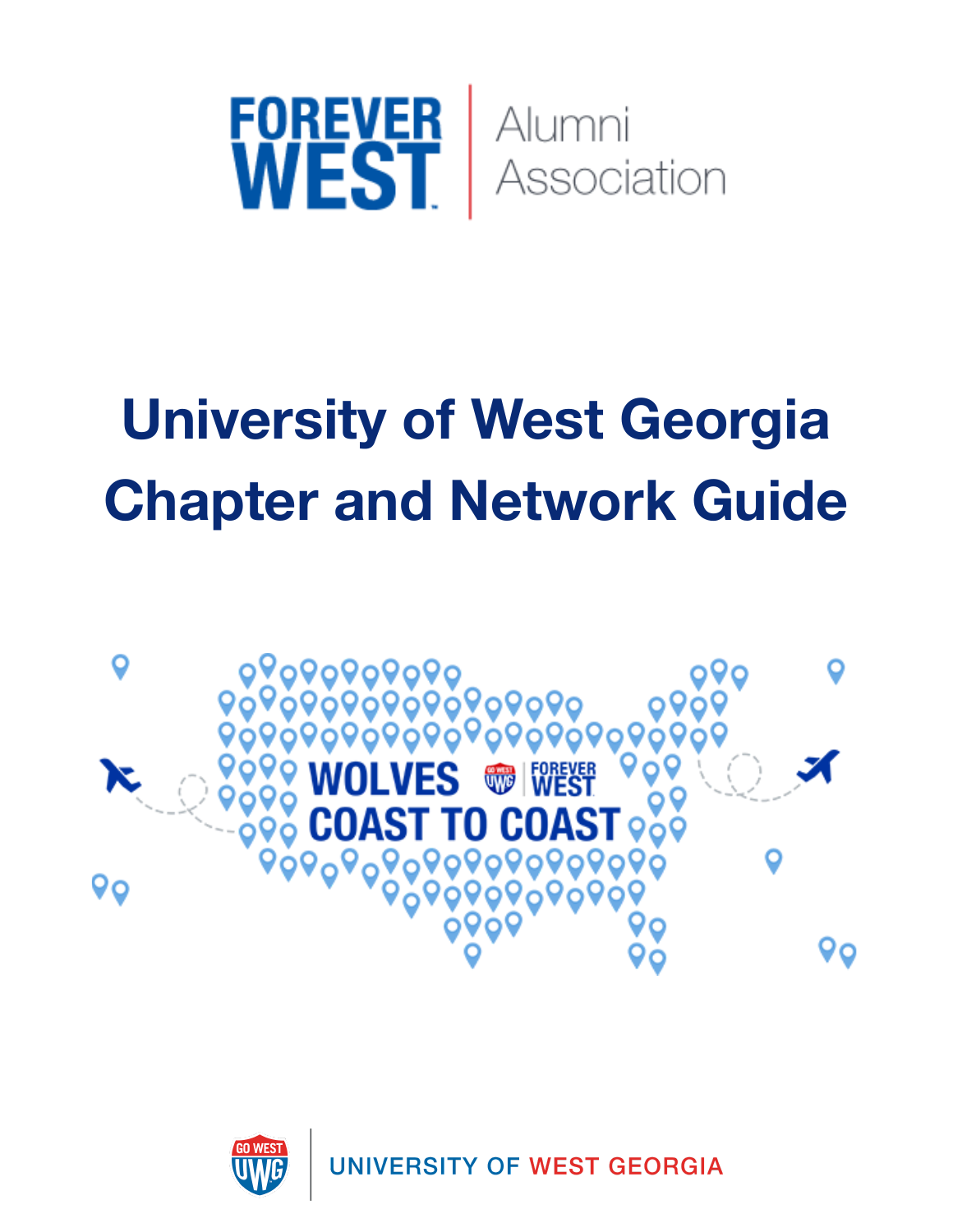FOREVER WEST | Alumni Association

# University of West Georgia Chapter and Network Guide

WOLVES COAST TO COAST

UNIVERSITY OF WEST GEORGIA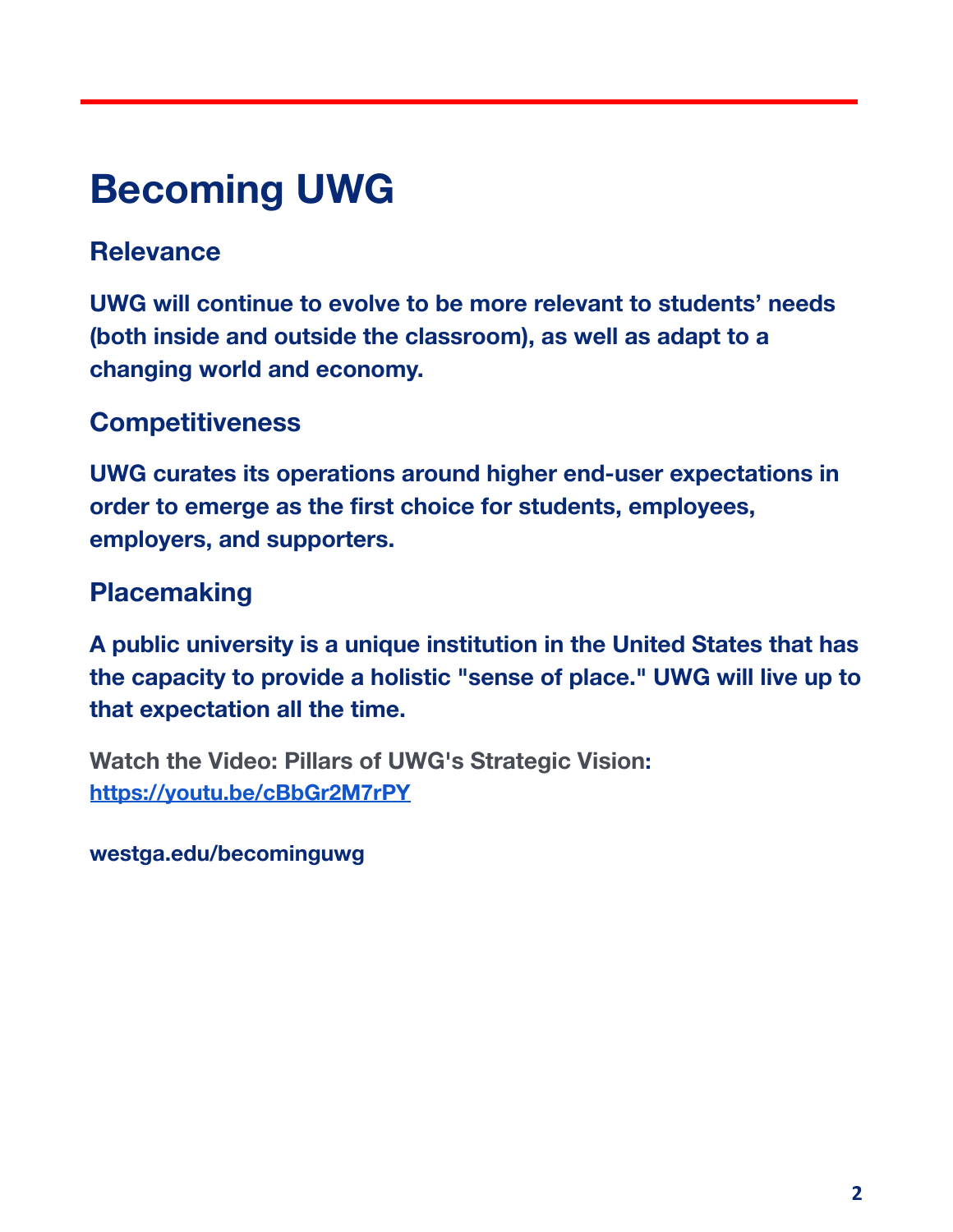# Becoming UWG

## Relevance

**UWG will continue to evolve to be more relevant to students' needs (both inside and outside the classroom), as well as adapt to a changing world and economy.**

## Competitiveness

**UWG curates its operations around higher end-user expectations in order to emerge as the first choice for students, employees, employers, and supporters.**

## Placemaking

**A public university is a unique institution in the United States that has the capacity to provide a holistic "sense of place." UWG will live up to that expectation all the time.**

**Watch the Video: Pillars of UWG's Strategic Vision:**
**https://youtu.be/cBbGr2M7rPY**

**westga.edu/becominguwg**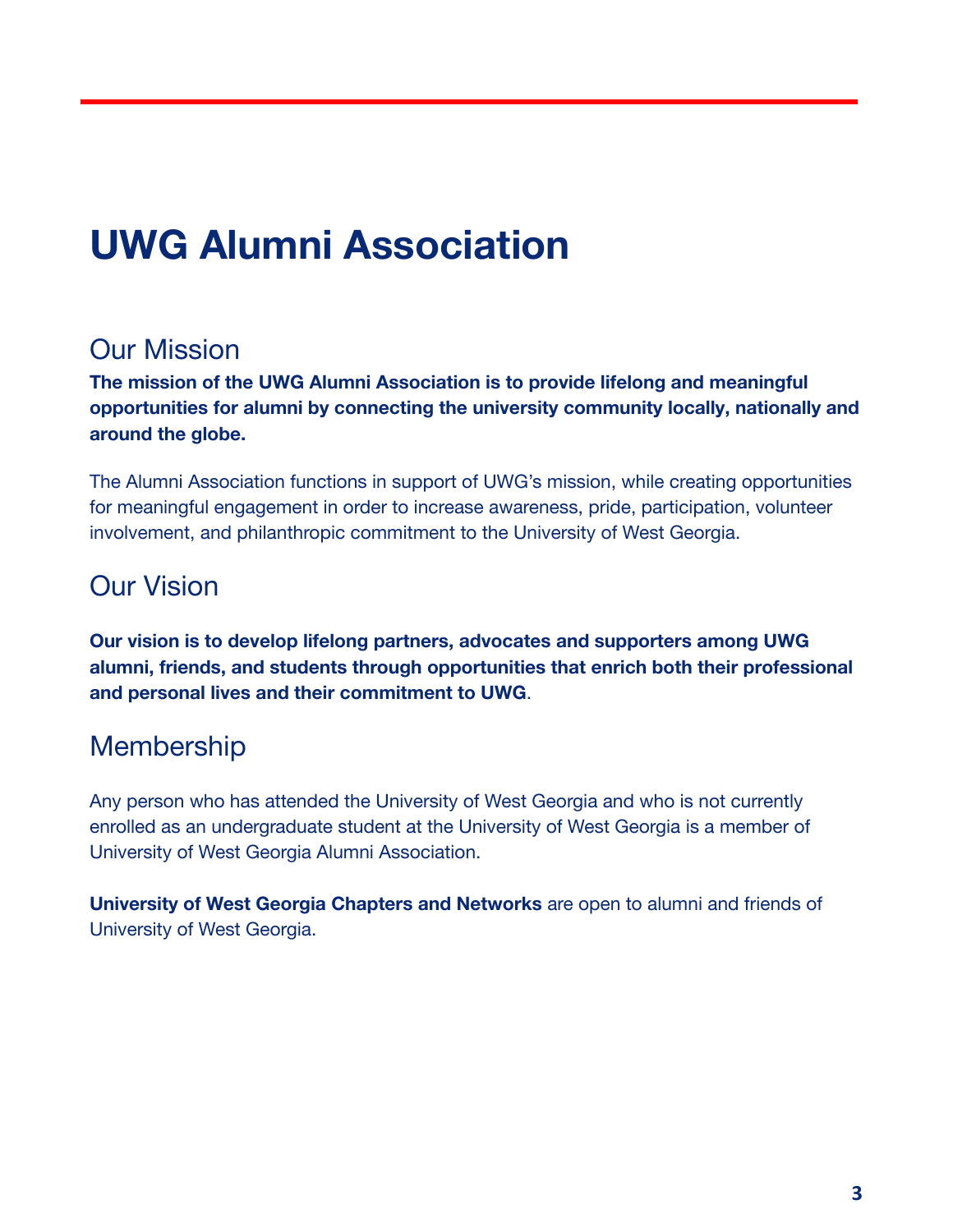# UWG Alumni Association

## Our Mission

**The mission of the UWG Alumni Association is to provide lifelong and meaningful opportunities for alumni by connecting the university community locally, nationally and around the globe.**

The Alumni Association functions in support of UWG's mission, while creating opportunities for meaningful engagement in order to increase awareness, pride, participation, volunteer involvement, and philanthropic commitment to the University of West Georgia.

## Our Vision

**Our vision is to develop lifelong partners, advocates and supporters among UWG alumni, friends, and students through opportunities that enrich both their professional and personal lives and their commitment to UWG**.

## Membership

Any person who has attended the University of West Georgia and who is not currently enrolled as an undergraduate student at the University of West Georgia is a member of University of West Georgia Alumni Association.

**University of West Georgia Chapters and Networks** are open to alumni and friends of University of West Georgia.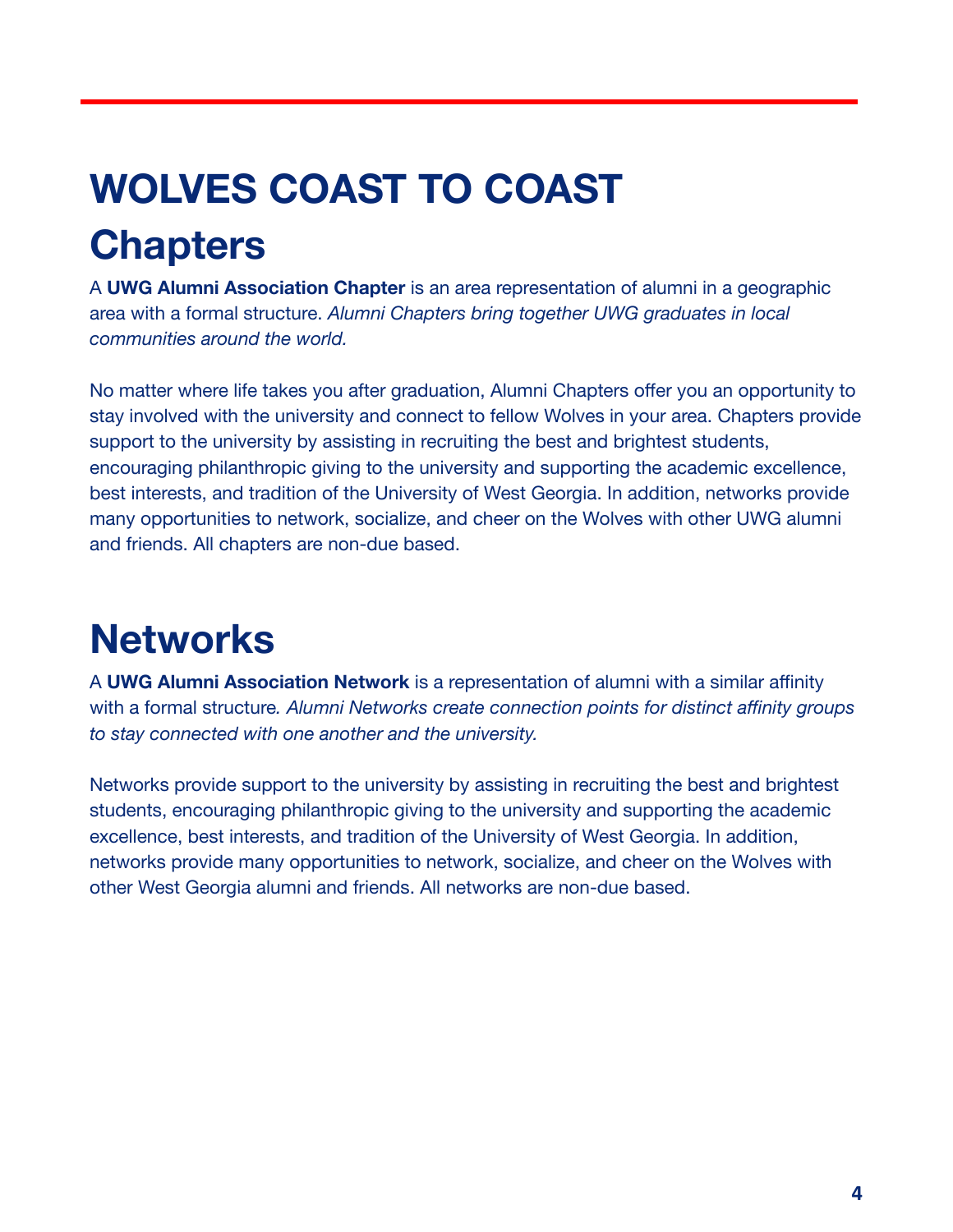# WOLVES COAST TO COAST

## Chapters

A **UWG Alumni Association Chapter** is an area representation of alumni in a geographic area with a formal structure. *Alumni Chapters bring together UWG graduates in local communities around the world.*

No matter where life takes you after graduation, Alumni Chapters offer you an opportunity to stay involved with the university and connect to fellow Wolves in your area. Chapters provide support to the university by assisting in recruiting the best and brightest students, encouraging philanthropic giving to the university and supporting the academic excellence, best interests, and tradition of the University of West Georgia. In addition, networks provide many opportunities to network, socialize, and cheer on the Wolves with other UWG alumni and friends. All chapters are non-due based.

## Networks

A **UWG Alumni Association Network** is a representation of alumni with a similar affinity with a formal structure*. Alumni Networks create connection points for distinct affinity groups to stay connected with one another and the university.*

Networks provide support to the university by assisting in recruiting the best and brightest students, encouraging philanthropic giving to the university and supporting the academic excellence, best interests, and tradition of the University of West Georgia. In addition, networks provide many opportunities to network, socialize, and cheer on the Wolves with other West Georgia alumni and friends. All networks are non-due based.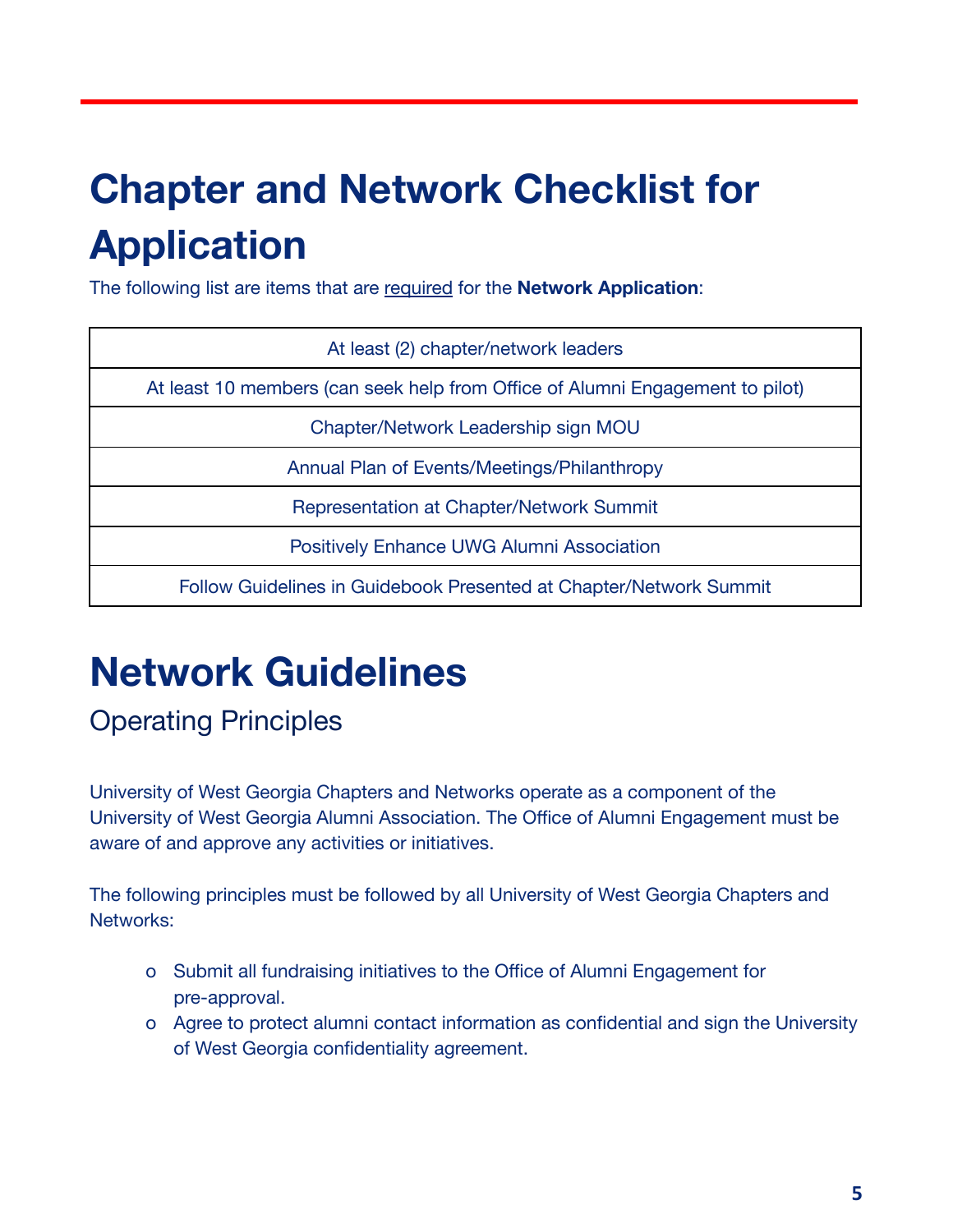# Chapter and Network Checklist for Application

The following list are items that are required for the **Network Application**:

| At least (2) chapter/network leaders |
|---|
| At least 10 members (can seek help from Office of Alumni Engagement to pilot) |
| Chapter/Network Leadership sign MOU |
| Annual Plan of Events/Meetings/Philanthropy |
| Representation at Chapter/Network Summit |
| Positively Enhance UWG Alumni Association |
| Follow Guidelines in Guidebook Presented at Chapter/Network Summit |

# Network Guidelines

## Operating Principles

University of West Georgia Chapters and Networks operate as a component of the University of West Georgia Alumni Association. The Office of Alumni Engagement must be aware of and approve any activities or initiatives.

The following principles must be followed by all University of West Georgia Chapters and Networks:

- Submit all fundraising initiatives to the Office of Alumni Engagement for pre-approval.
- Agree to protect alumni contact information as confidential and sign the University of West Georgia confidentiality agreement.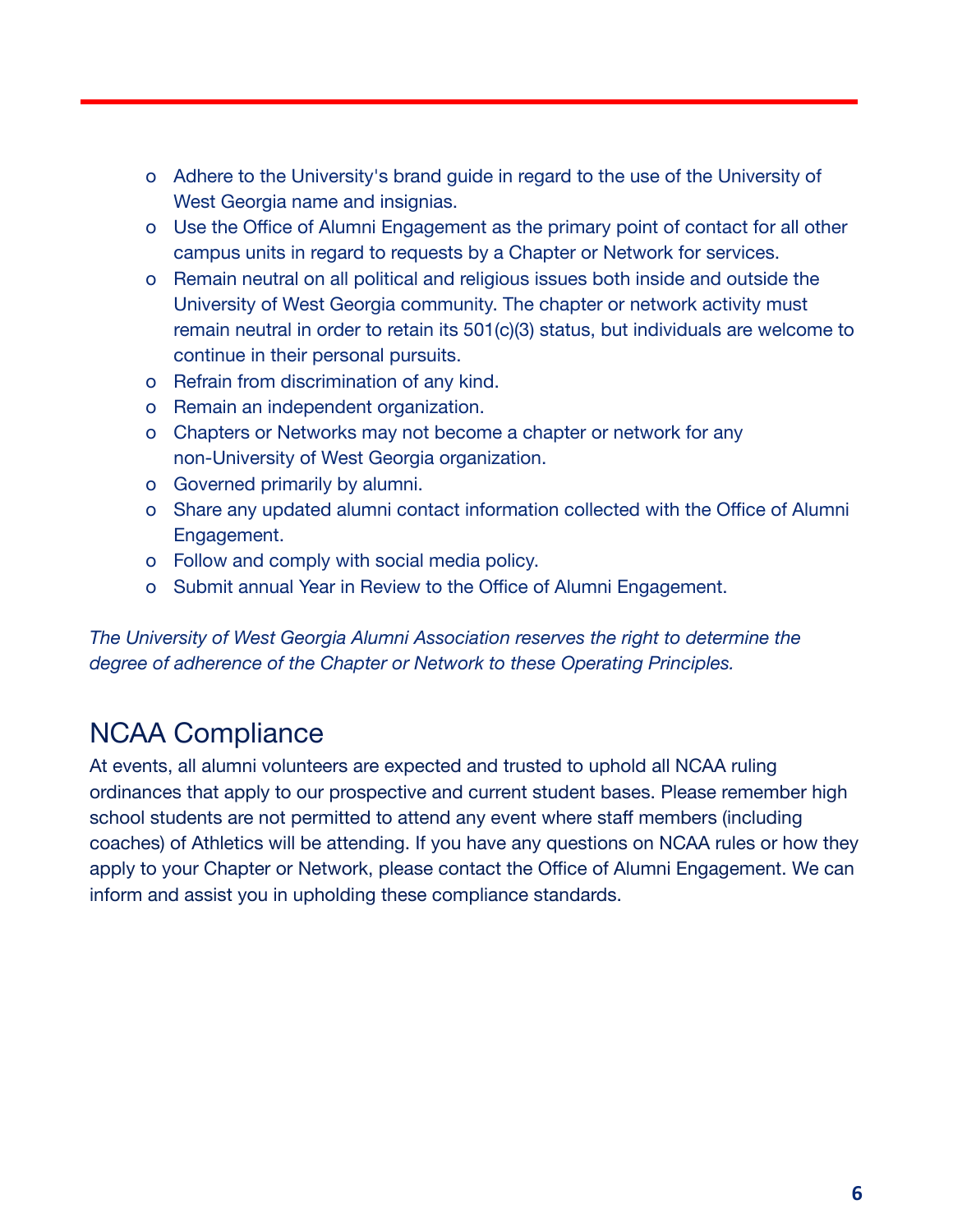- Adhere to the University's brand guide in regard to the use of the University of West Georgia name and insignias.
- Use the Office of Alumni Engagement as the primary point of contact for all other campus units in regard to requests by a Chapter or Network for services.
- Remain neutral on all political and religious issues both inside and outside the University of West Georgia community. The chapter or network activity must remain neutral in order to retain its 501(c)(3) status, but individuals are welcome to continue in their personal pursuits.
- Refrain from discrimination of any kind.
- Remain an independent organization.
- Chapters or Networks may not become a chapter or network for any non-University of West Georgia organization.
- Governed primarily by alumni.
- Share any updated alumni contact information collected with the Office of Alumni Engagement.
- Follow and comply with social media policy.
- Submit annual Year in Review to the Office of Alumni Engagement.

*The University of West Georgia Alumni Association reserves the right to determine the degree of adherence of the Chapter or Network to these Operating Principles.*

## NCAA Compliance

At events, all alumni volunteers are expected and trusted to uphold all NCAA ruling ordinances that apply to our prospective and current student bases. Please remember high school students are not permitted to attend any event where staff members (including coaches) of Athletics will be attending. If you have any questions on NCAA rules or how they apply to your Chapter or Network, please contact the Office of Alumni Engagement. We can inform and assist you in upholding these compliance standards.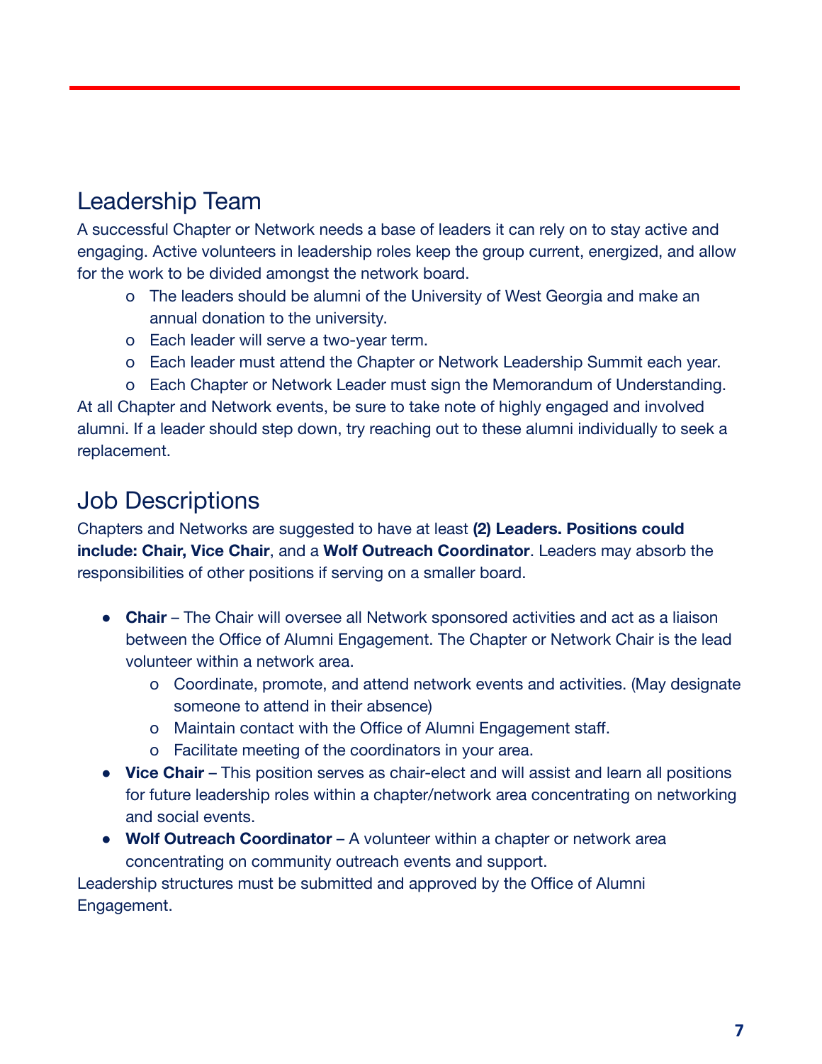## Leadership Team

A successful Chapter or Network needs a base of leaders it can rely on to stay active and engaging. Active volunteers in leadership roles keep the group current, energized, and allow for the work to be divided amongst the network board.

- The leaders should be alumni of the University of West Georgia and make an annual donation to the university.
- Each leader will serve a two-year term.
- Each leader must attend the Chapter or Network Leadership Summit each year.
- Each Chapter or Network Leader must sign the Memorandum of Understanding.

At all Chapter and Network events, be sure to take note of highly engaged and involved alumni. If a leader should step down, try reaching out to these alumni individually to seek a replacement.

## Job Descriptions

Chapters and Networks are suggested to have at least **(2) Leaders. Positions could include: Chair, Vice Chair**, and a **Wolf Outreach Coordinator**. Leaders may absorb the responsibilities of other positions if serving on a smaller board.

- **Chair** – The Chair will oversee all Network sponsored activities and act as a liaison between the Office of Alumni Engagement. The Chapter or Network Chair is the lead volunteer within a network area.
  - Coordinate, promote, and attend network events and activities. (May designate someone to attend in their absence)
  - Maintain contact with the Office of Alumni Engagement staff.
  - Facilitate meeting of the coordinators in your area.
- **Vice Chair** – This position serves as chair-elect and will assist and learn all positions for future leadership roles within a chapter/network area concentrating on networking and social events.
- **Wolf Outreach Coordinator** – A volunteer within a chapter or network area concentrating on community outreach events and support.

Leadership structures must be submitted and approved by the Office of Alumni Engagement.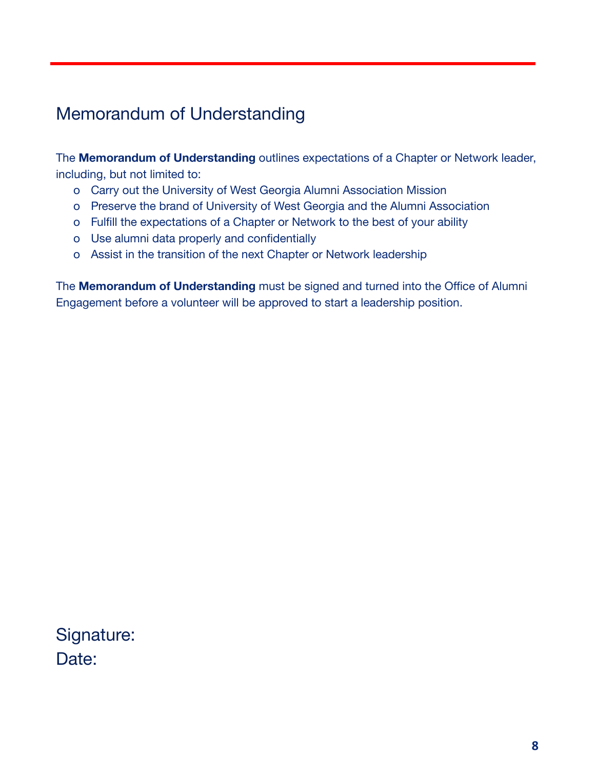# Memorandum of Understanding

The **Memorandum of Understanding** outlines expectations of a Chapter or Network leader, including, but not limited to:

- Carry out the University of West Georgia Alumni Association Mission
- Preserve the brand of University of West Georgia and the Alumni Association
- Fulfill the expectations of a Chapter or Network to the best of your ability
- Use alumni data properly and confidentially
- Assist in the transition of the next Chapter or Network leadership

The **Memorandum of Understanding** must be signed and turned into the Office of Alumni Engagement before a volunteer will be approved to start a leadership position.

Signature:

Date: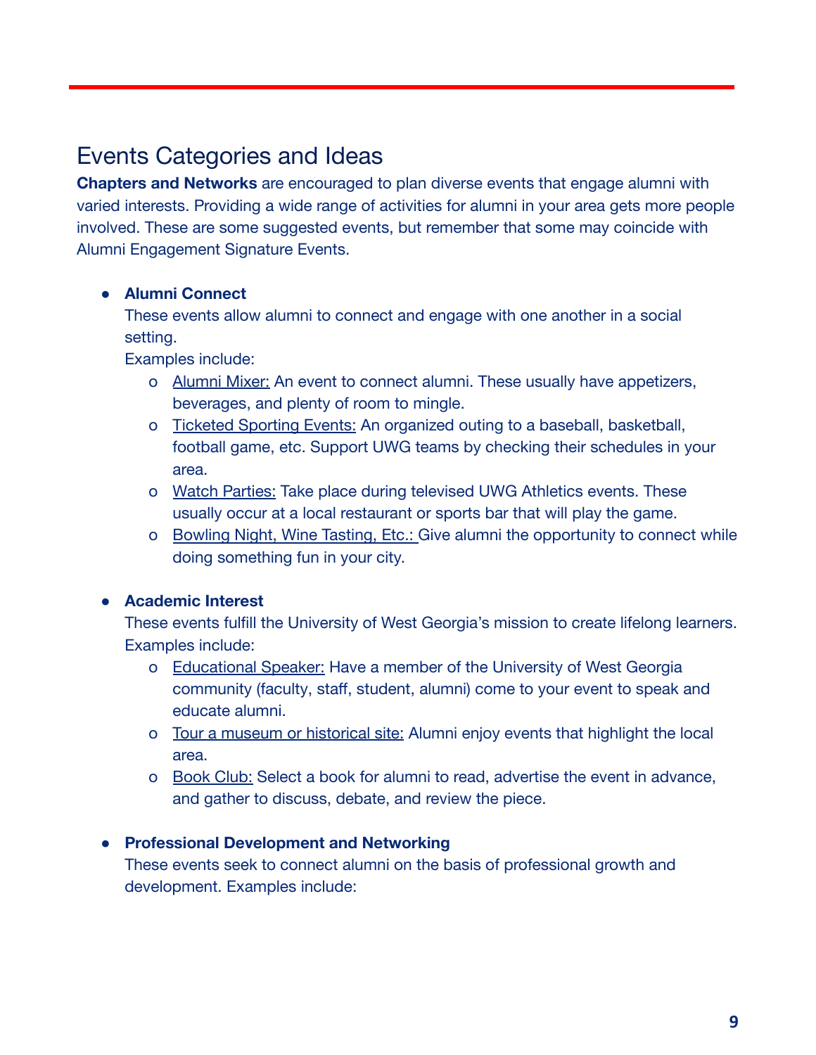## Events Categories and Ideas

**Chapters and Networks** are encouraged to plan diverse events that engage alumni with varied interests. Providing a wide range of activities for alumni in your area gets more people involved. These are some suggested events, but remember that some may coincide with Alumni Engagement Signature Events.

- **Alumni Connect**
  These events allow alumni to connect and engage with one another in a social setting.
  Examples include:
  - Alumni Mixer: An event to connect alumni. These usually have appetizers, beverages, and plenty of room to mingle.
  - Ticketed Sporting Events: An organized outing to a baseball, basketball, football game, etc. Support UWG teams by checking their schedules in your area.
  - Watch Parties: Take place during televised UWG Athletics events. These usually occur at a local restaurant or sports bar that will play the game.
  - Bowling Night, Wine Tasting, Etc.: Give alumni the opportunity to connect while doing something fun in your city.

- **Academic Interest**
  These events fulfill the University of West Georgia's mission to create lifelong learners.
  Examples include:
  - Educational Speaker: Have a member of the University of West Georgia community (faculty, staff, student, alumni) come to your event to speak and educate alumni.
  - Tour a museum or historical site: Alumni enjoy events that highlight the local area.
  - Book Club: Select a book for alumni to read, advertise the event in advance, and gather to discuss, debate, and review the piece.

- **Professional Development and Networking**
  These events seek to connect alumni on the basis of professional growth and development. Examples include: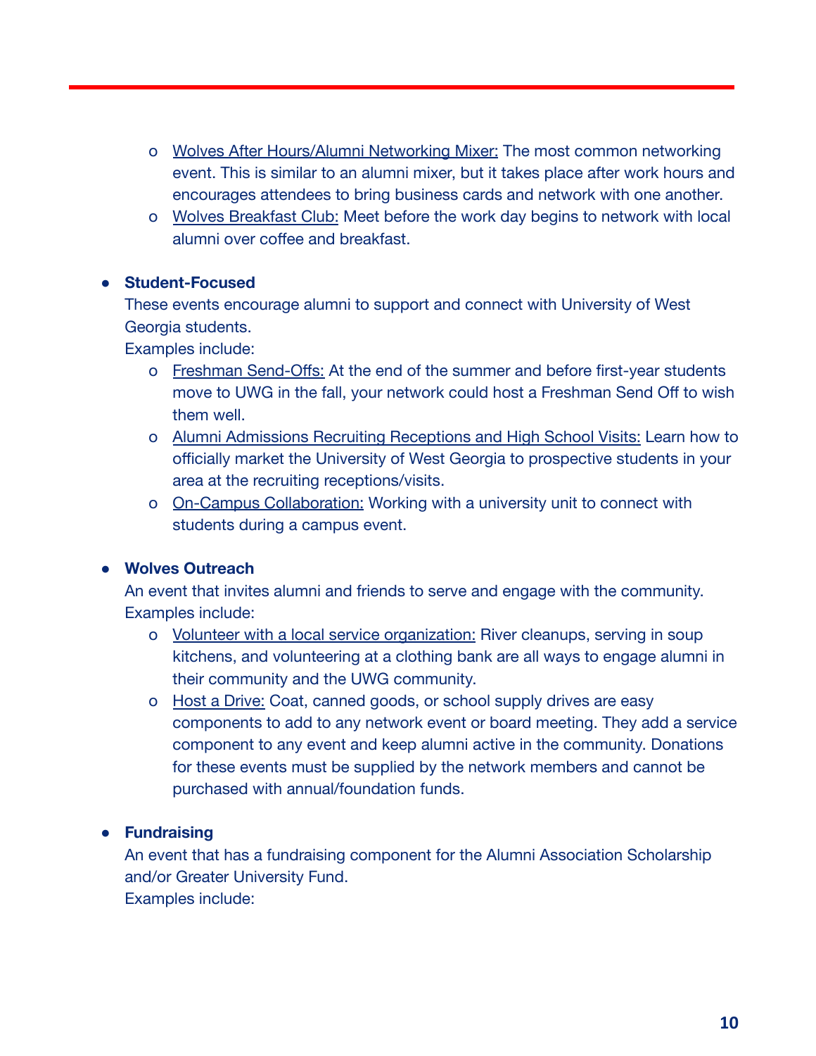- Wolves After Hours/Alumni Networking Mixer: The most common networking event. This is similar to an alumni mixer, but it takes place after work hours and encourages attendees to bring business cards and network with one another.
- Wolves Breakfast Club: Meet before the work day begins to network with local alumni over coffee and breakfast.

- **Student-Focused**
  These events encourage alumni to support and connect with University of West Georgia students.
  Examples include:
  - Freshman Send-Offs: At the end of the summer and before first-year students move to UWG in the fall, your network could host a Freshman Send Off to wish them well.
  - Alumni Admissions Recruiting Receptions and High School Visits: Learn how to officially market the University of West Georgia to prospective students in your area at the recruiting receptions/visits.
  - On-Campus Collaboration: Working with a university unit to connect with students during a campus event.

- **Wolves Outreach**
  An event that invites alumni and friends to serve and engage with the community.
  Examples include:
  - Volunteer with a local service organization: River cleanups, serving in soup kitchens, and volunteering at a clothing bank are all ways to engage alumni in their community and the UWG community.
  - Host a Drive: Coat, canned goods, or school supply drives are easy components to add to any network event or board meeting. They add a service component to any event and keep alumni active in the community. Donations for these events must be supplied by the network members and cannot be purchased with annual/foundation funds.

- **Fundraising**
  An event that has a fundraising component for the Alumni Association Scholarship and/or Greater University Fund.
  Examples include: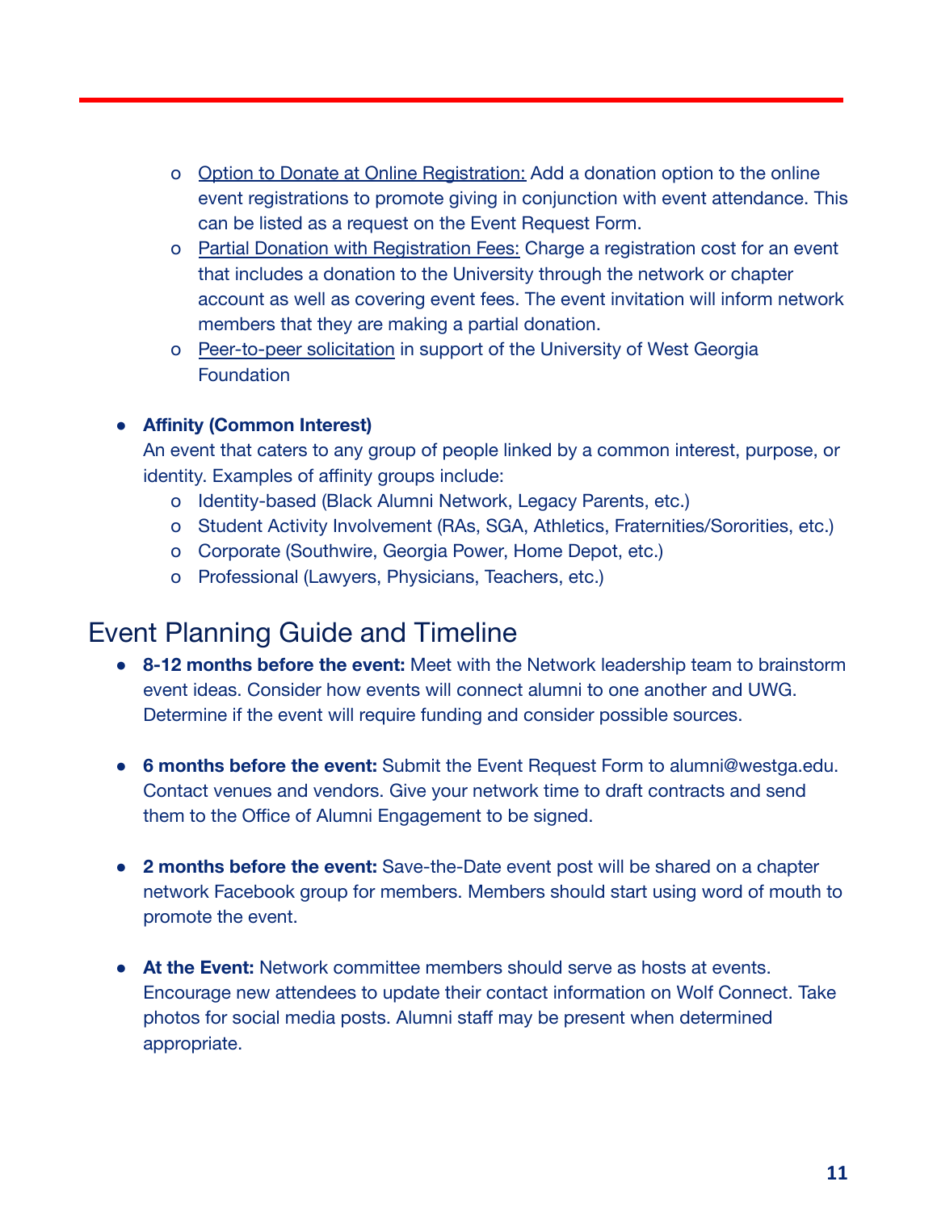- Option to Donate at Online Registration: Add a donation option to the online event registrations to promote giving in conjunction with event attendance. This can be listed as a request on the Event Request Form.
  - Partial Donation with Registration Fees: Charge a registration cost for an event that includes a donation to the University through the network or chapter account as well as covering event fees. The event invitation will inform network members that they are making a partial donation.
  - Peer-to-peer solicitation in support of the University of West Georgia Foundation

- **Affinity (Common Interest)**
  An event that caters to any group of people linked by a common interest, purpose, or identity. Examples of affinity groups include:
  - Identity-based (Black Alumni Network, Legacy Parents, etc.)
  - Student Activity Involvement (RAs, SGA, Athletics, Fraternities/Sororities, etc.)
  - Corporate (Southwire, Georgia Power, Home Depot, etc.)
  - Professional (Lawyers, Physicians, Teachers, etc.)

## Event Planning Guide and Timeline

- **8-12 months before the event:** Meet with the Network leadership team to brainstorm event ideas. Consider how events will connect alumni to one another and UWG. Determine if the event will require funding and consider possible sources.

- **6 months before the event:** Submit the Event Request Form to alumni@westga.edu. Contact venues and vendors. Give your network time to draft contracts and send them to the Office of Alumni Engagement to be signed.

- **2 months before the event:** Save-the-Date event post will be shared on a chapter network Facebook group for members. Members should start using word of mouth to promote the event.

- **At the Event:** Network committee members should serve as hosts at events. Encourage new attendees to update their contact information on Wolf Connect. Take photos for social media posts. Alumni staff may be present when determined appropriate.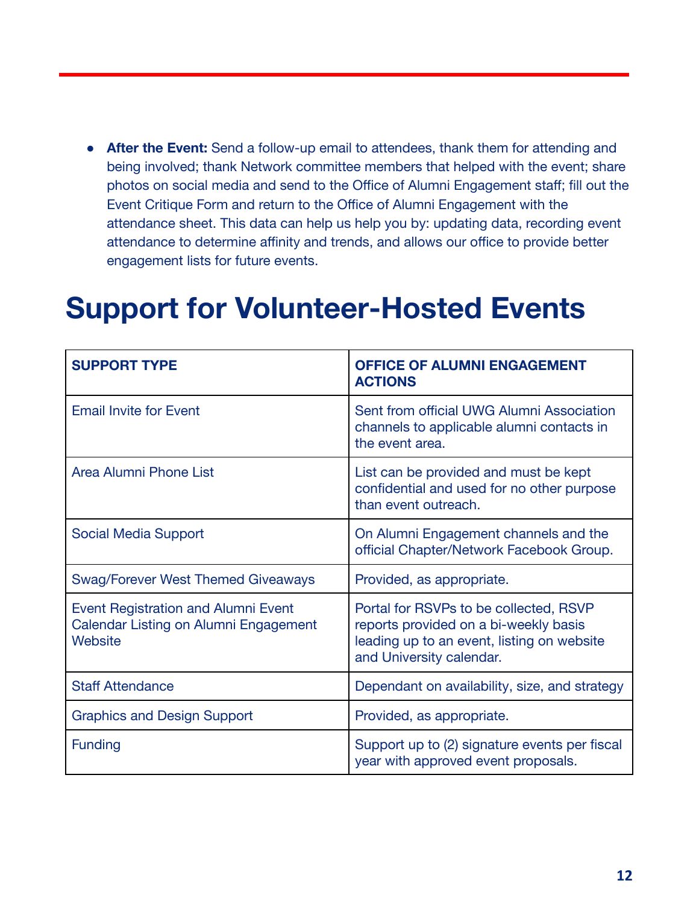- **After the Event:** Send a follow-up email to attendees, thank them for attending and being involved; thank Network committee members that helped with the event; share photos on social media and send to the Office of Alumni Engagement staff; fill out the Event Critique Form and return to the Office of Alumni Engagement with the attendance sheet. This data can help us help you by: updating data, recording event attendance to determine affinity and trends, and allows our office to provide better engagement lists for future events.

# Support for Volunteer-Hosted Events

| SUPPORT TYPE | OFFICE OF ALUMNI ENGAGEMENT ACTIONS |
| --- | --- |
| Email Invite for Event | Sent from official UWG Alumni Association channels to applicable alumni contacts in the event area. |
| Area Alumni Phone List | List can be provided and must be kept confidential and used for no other purpose than event outreach. |
| Social Media Support | On Alumni Engagement channels and the official Chapter/Network Facebook Group. |
| Swag/Forever West Themed Giveaways | Provided, as appropriate. |
| Event Registration and Alumni Event Calendar Listing on Alumni Engagement Website | Portal for RSVPs to be collected, RSVP reports provided on a bi-weekly basis leading up to an event, listing on website and University calendar. |
| Staff Attendance | Dependant on availability, size, and strategy |
| Graphics and Design Support | Provided, as appropriate. |
| Funding | Support up to (2) signature events per fiscal year with approved event proposals. |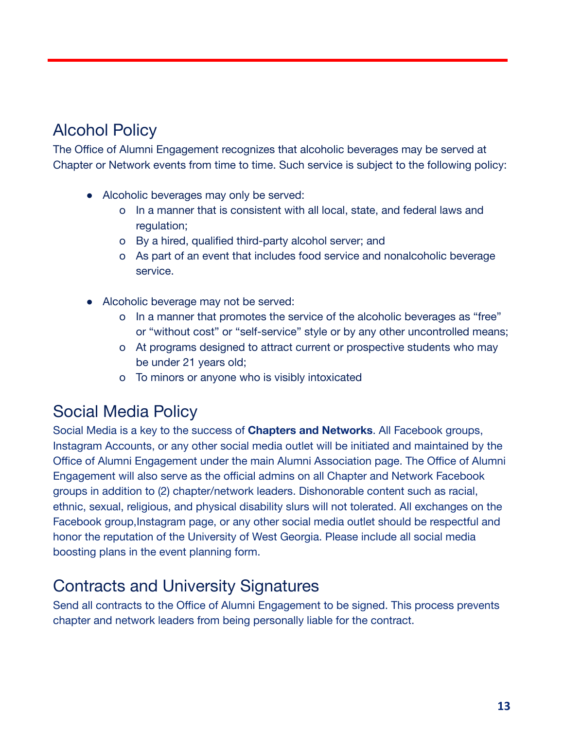## Alcohol Policy

The Office of Alumni Engagement recognizes that alcoholic beverages may be served at Chapter or Network events from time to time. Such service is subject to the following policy:

- Alcoholic beverages may only be served:
  - In a manner that is consistent with all local, state, and federal laws and regulation;
  - By a hired, qualified third-party alcohol server; and
  - As part of an event that includes food service and nonalcoholic beverage service.

- Alcoholic beverage may not be served:
  - In a manner that promotes the service of the alcoholic beverages as "free" or "without cost" or "self-service" style or by any other uncontrolled means;
  - At programs designed to attract current or prospective students who may be under 21 years old;
  - To minors or anyone who is visibly intoxicated

## Social Media Policy

Social Media is a key to the success of **Chapters and Networks**. All Facebook groups, Instagram Accounts, or any other social media outlet will be initiated and maintained by the Office of Alumni Engagement under the main Alumni Association page. The Office of Alumni Engagement will also serve as the official admins on all Chapter and Network Facebook groups in addition to (2) chapter/network leaders. Dishonorable content such as racial, ethnic, sexual, religious, and physical disability slurs will not tolerated. All exchanges on the Facebook group,Instagram page, or any other social media outlet should be respectful and honor the reputation of the University of West Georgia. Please include all social media boosting plans in the event planning form.

## Contracts and University Signatures

Send all contracts to the Office of Alumni Engagement to be signed. This process prevents chapter and network leaders from being personally liable for the contract.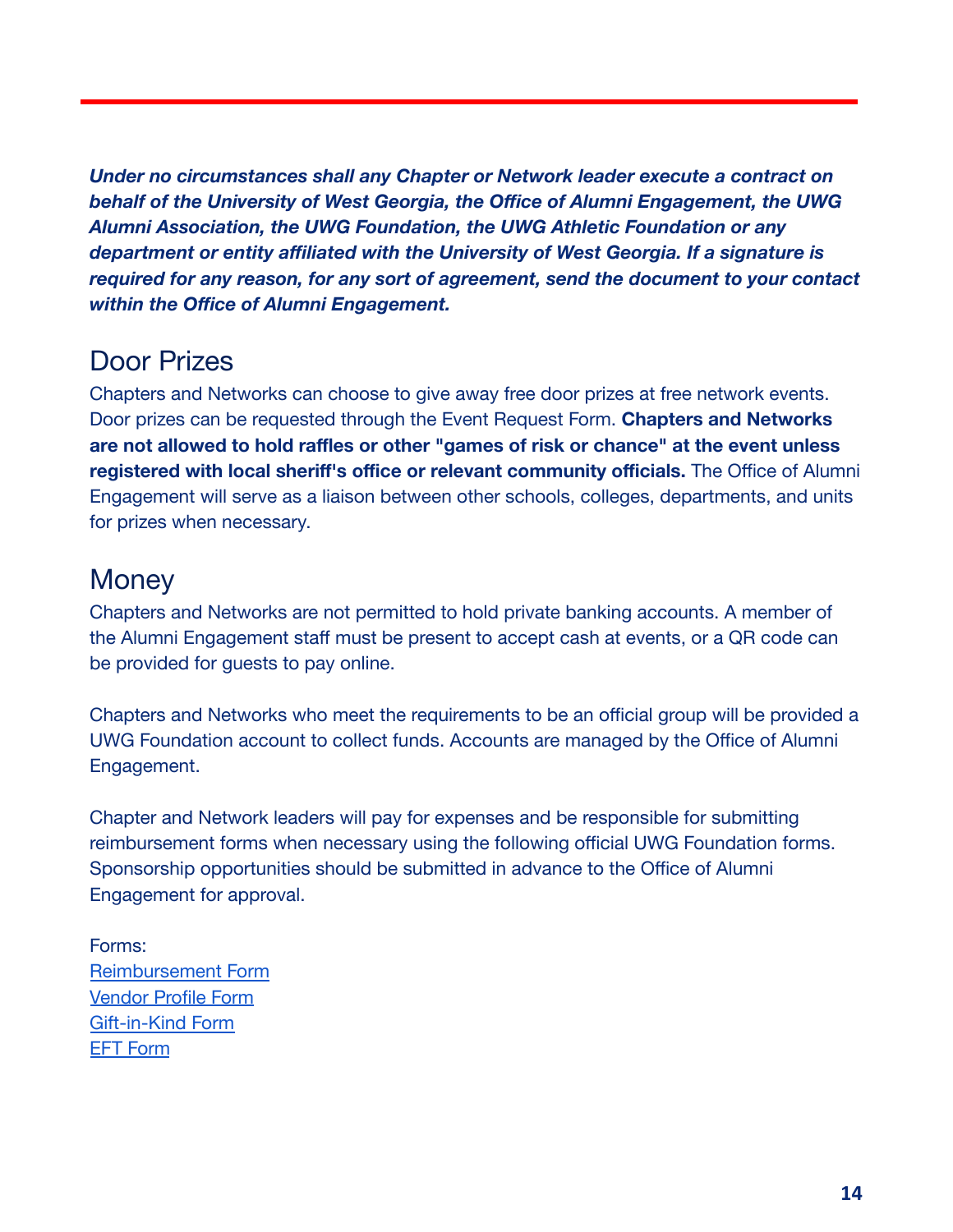***Under no circumstances shall any Chapter or Network leader execute a contract on behalf of the University of West Georgia, the Office of Alumni Engagement, the UWG Alumni Association, the UWG Foundation, the UWG Athletic Foundation or any department or entity affiliated with the University of West Georgia. If a signature is required for any reason, for any sort of agreement, send the document to your contact within the Office of Alumni Engagement.***

## Door Prizes

Chapters and Networks can choose to give away free door prizes at free network events. Door prizes can be requested through the Event Request Form. **Chapters and Networks are not allowed to hold raffles or other "games of risk or chance" at the event unless registered with local sheriff's office or relevant community officials.** The Office of Alumni Engagement will serve as a liaison between other schools, colleges, departments, and units for prizes when necessary.

## Money

Chapters and Networks are not permitted to hold private banking accounts. A member of the Alumni Engagement staff must be present to accept cash at events, or a QR code can be provided for guests to pay online.

Chapters and Networks who meet the requirements to be an official group will be provided a UWG Foundation account to collect funds. Accounts are managed by the Office of Alumni Engagement.

Chapter and Network leaders will pay for expenses and be responsible for submitting reimbursement forms when necessary using the following official UWG Foundation forms. Sponsorship opportunities should be submitted in advance to the Office of Alumni Engagement for approval.

Forms:
Reimbursement Form
Vendor Profile Form
Gift-in-Kind Form
EFT Form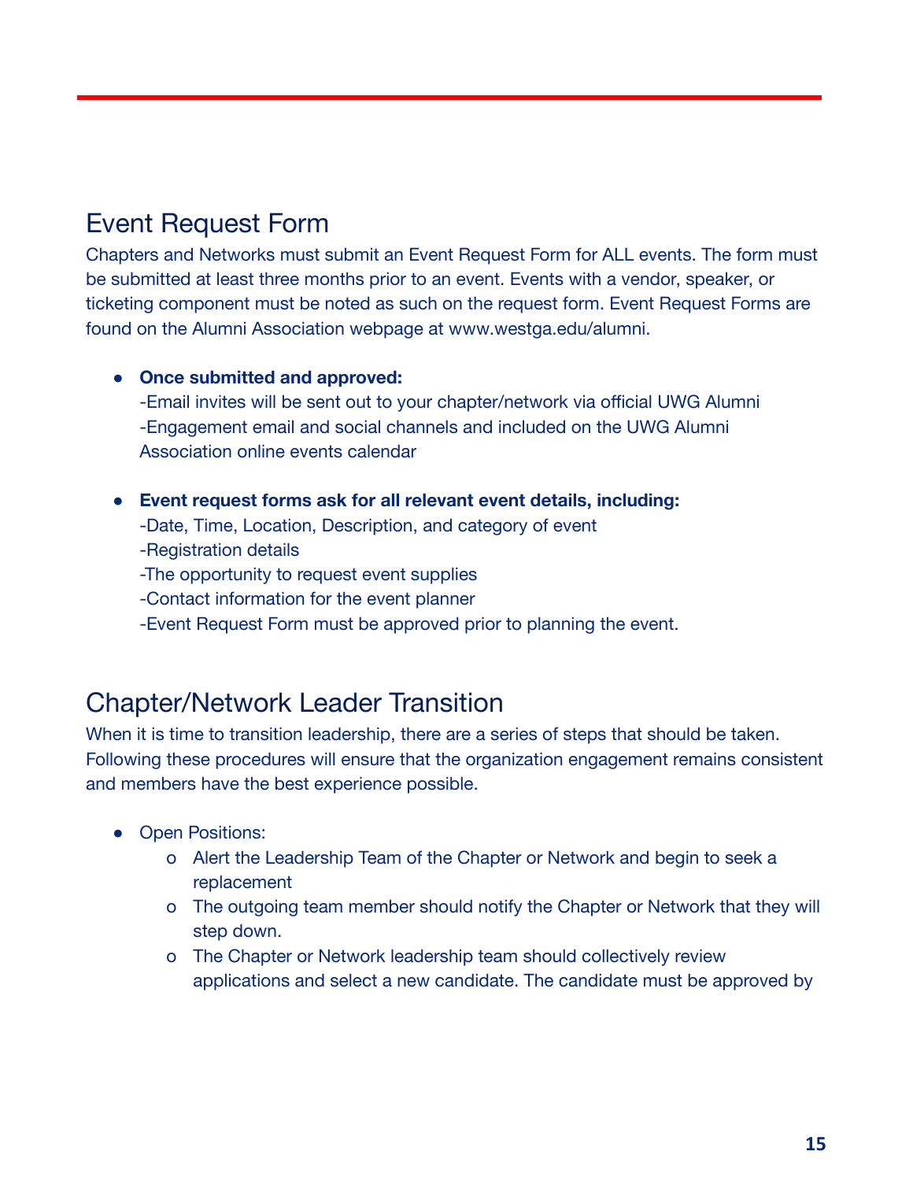## Event Request Form

Chapters and Networks must submit an Event Request Form for ALL events. The form must be submitted at least three months prior to an event. Events with a vendor, speaker, or ticketing component must be noted as such on the request form. Event Request Forms are found on the Alumni Association webpage at www.westga.edu/alumni.

- **Once submitted and approved:**
  -Email invites will be sent out to your chapter/network via official UWG Alumni
  -Engagement email and social channels and included on the UWG Alumni Association online events calendar

- **Event request forms ask for all relevant event details, including:**
  -Date, Time, Location, Description, and category of event
  -Registration details
  -The opportunity to request event supplies
  -Contact information for the event planner
  -Event Request Form must be approved prior to planning the event.

## Chapter/Network Leader Transition

When it is time to transition leadership, there are a series of steps that should be taken. Following these procedures will ensure that the organization engagement remains consistent and members have the best experience possible.

- Open Positions:
  - Alert the Leadership Team of the Chapter or Network and begin to seek a replacement
  - The outgoing team member should notify the Chapter or Network that they will step down.
  - The Chapter or Network leadership team should collectively review applications and select a new candidate. The candidate must be approved by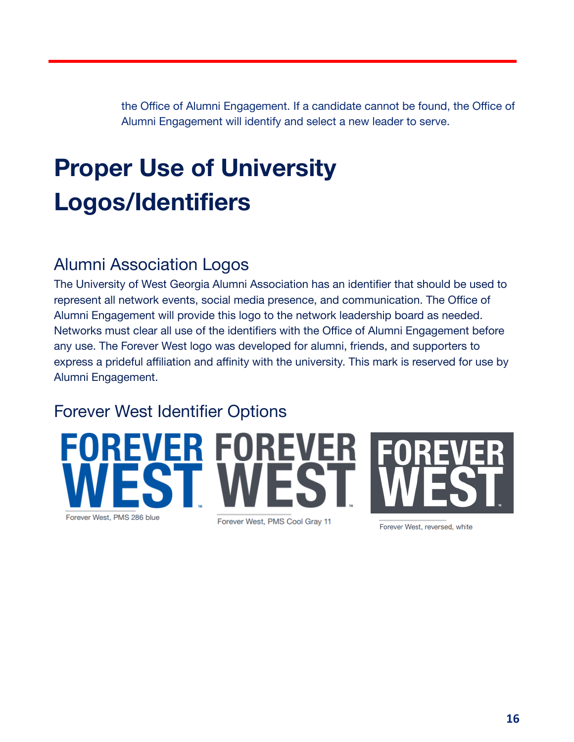the Office of Alumni Engagement. If a candidate cannot be found, the Office of Alumni Engagement will identify and select a new leader to serve.

# Proper Use of University Logos/Identifiers

## Alumni Association Logos

The University of West Georgia Alumni Association has an identifier that should be used to represent all network events, social media presence, and communication. The Office of Alumni Engagement will provide this logo to the network leadership board as needed. Networks must clear all use of the identifiers with the Office of Alumni Engagement before any use. The Forever West logo was developed for alumni, friends, and supporters to express a prideful affiliation and affinity with the university. This mark is reserved for use by Alumni Engagement.

## Forever West Identifier Options

FOREVER WEST™

Forever West, PMS 286 blue

FOREVER WEST™

Forever West, PMS Cool Gray 11

FOREVER WEST™

Forever West, reversed, white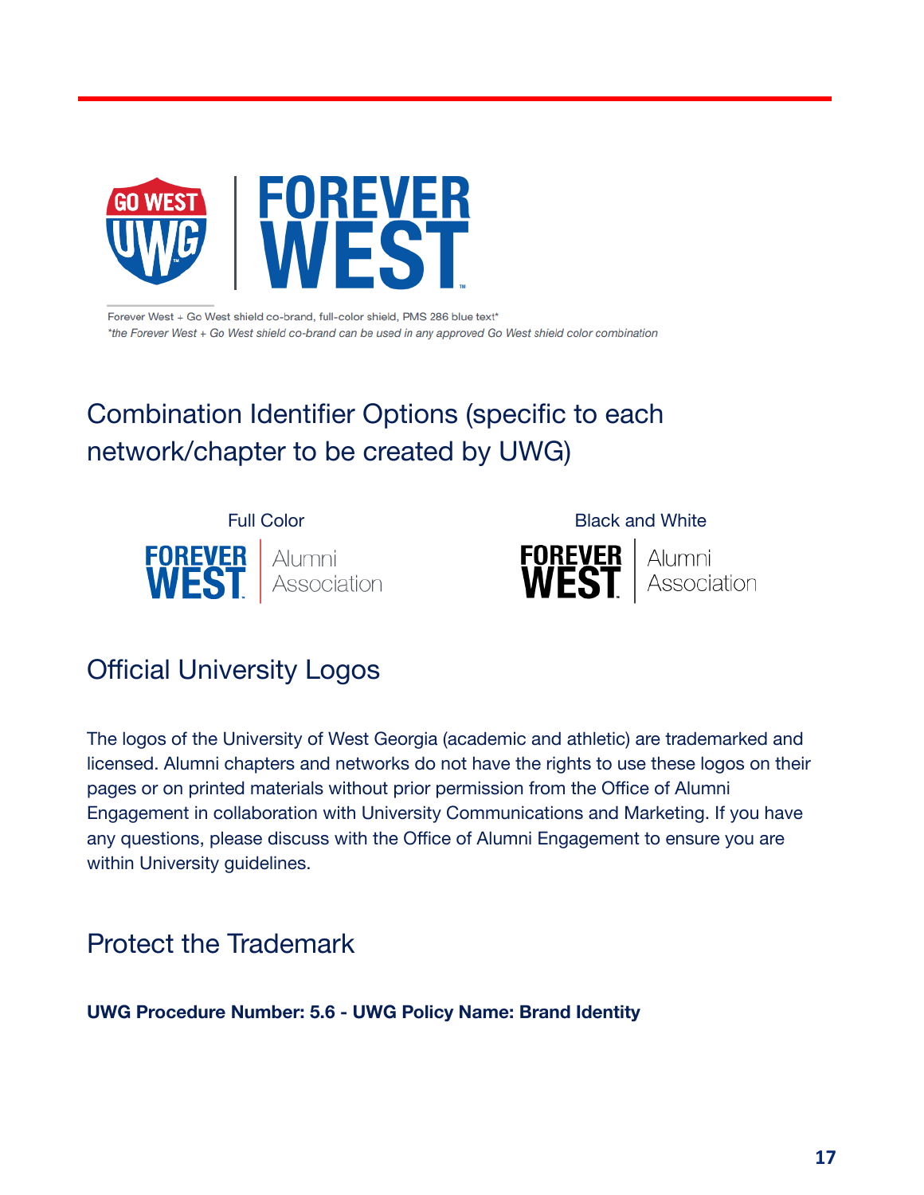Forever West + Go West shield co-brand, full-color shield, PMS 286 blue text*

*the Forever West + Go West shield co-brand can be used in any approved Go West shield color combination*

## Combination Identifier Options (specific to each network/chapter to be created by UWG)

Full Color

Black and White

## Official University Logos

The logos of the University of West Georgia (academic and athletic) are trademarked and licensed. Alumni chapters and networks do not have the rights to use these logos on their pages or on printed materials without prior permission from the Office of Alumni Engagement in collaboration with University Communications and Marketing. If you have any questions, please discuss with the Office of Alumni Engagement to ensure you are within University guidelines.

## Protect the Trademark

**UWG Procedure Number: 5.6 - UWG Policy Name: Brand Identity**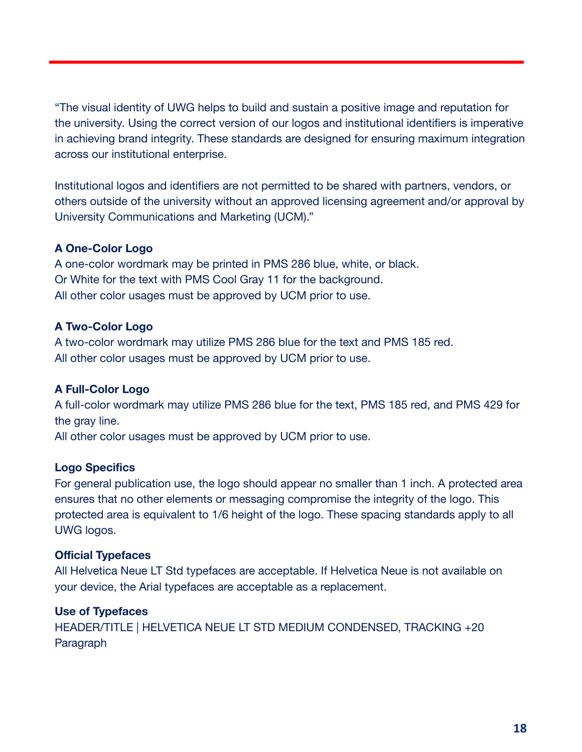"The visual identity of UWG helps to build and sustain a positive image and reputation for the university. Using the correct version of our logos and institutional identifiers is imperative in achieving brand integrity. These standards are designed for ensuring maximum integration across our institutional enterprise.

Institutional logos and identifiers are not permitted to be shared with partners, vendors, or others outside of the university without an approved licensing agreement and/or approval by University Communications and Marketing (UCM)."

**A One-Color Logo**
A one-color wordmark may be printed in PMS 286 blue, white, or black.
Or White for the text with PMS Cool Gray 11 for the background.
All other color usages must be approved by UCM prior to use.

**A Two-Color Logo**
A two-color wordmark may utilize PMS 286 blue for the text and PMS 185 red.
All other color usages must be approved by UCM prior to use.

**A Full-Color Logo**
A full-color wordmark may utilize PMS 286 blue for the text, PMS 185 red, and PMS 429 for the gray line.
All other color usages must be approved by UCM prior to use.

**Logo Specifics**
For general publication use, the logo should appear no smaller than 1 inch. A protected area ensures that no other elements or messaging compromise the integrity of the logo. This protected area is equivalent to 1/6 height of the logo. These spacing standards apply to all UWG logos.

**Official Typefaces**
All Helvetica Neue LT Std typefaces are acceptable. If Helvetica Neue is not available on your device, the Arial typefaces are acceptable as a replacement.

**Use of Typefaces**
HEADER/TITLE | HELVETICA NEUE LT STD MEDIUM CONDENSED, TRACKING +20
Paragraph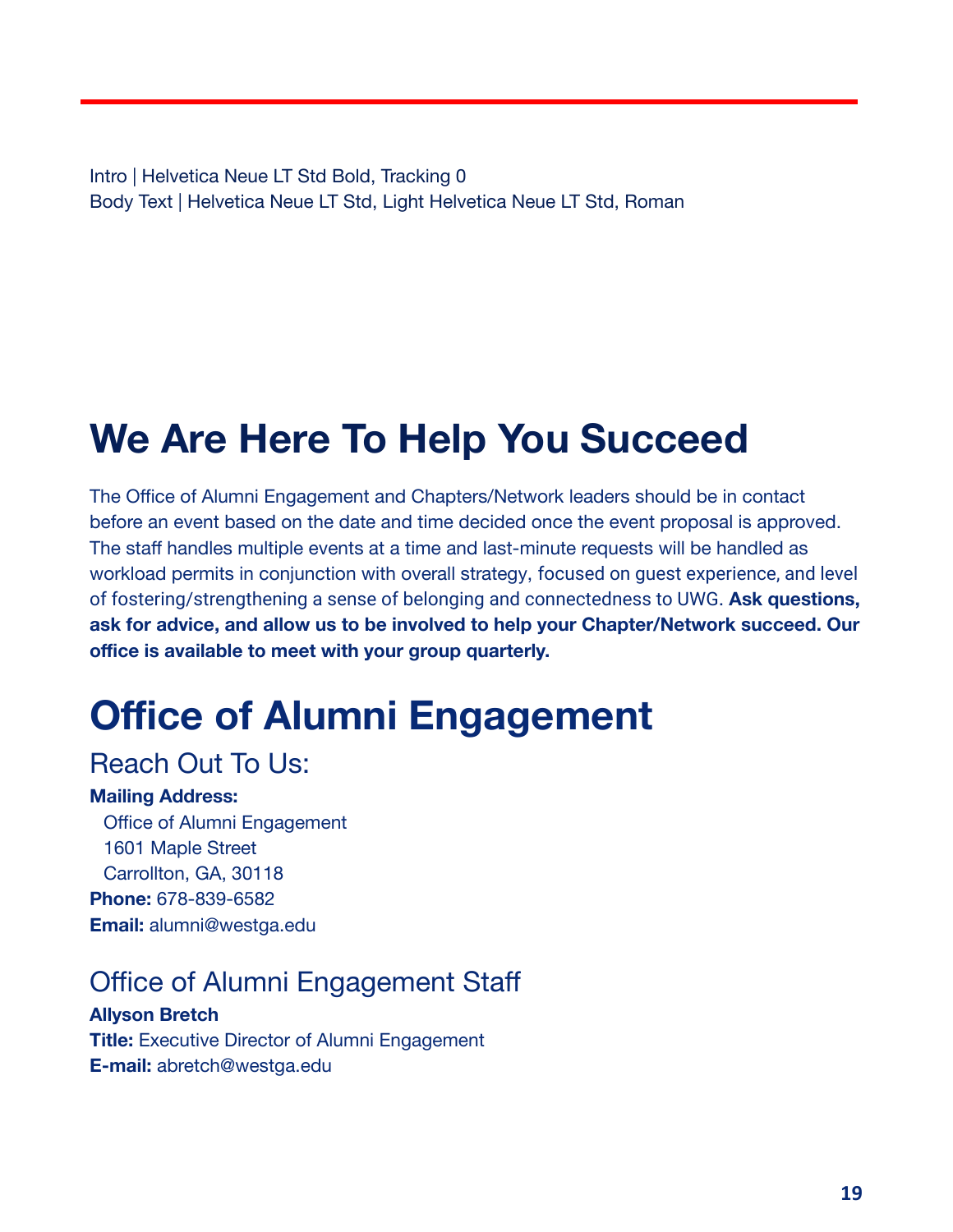Intro | Helvetica Neue LT Std Bold, Tracking 0
Body Text | Helvetica Neue LT Std, Light Helvetica Neue LT Std, Roman

# We Are Here To Help You Succeed

The Office of Alumni Engagement and Chapters/Network leaders should be in contact before an event based on the date and time decided once the event proposal is approved. The staff handles multiple events at a time and last-minute requests will be handled as workload permits in conjunction with overall strategy, focused on guest experience, and level of fostering/strengthening a sense of belonging and connectedness to UWG. **Ask questions, ask for advice, and allow us to be involved to help your Chapter/Network succeed. Our office is available to meet with your group quarterly.**

# Office of Alumni Engagement

## Reach Out To Us:

**Mailing Address:**
Office of Alumni Engagement
1601 Maple Street
Carrollton, GA, 30118
**Phone:** 678-839-6582
**Email:** alumni@westga.edu

## Office of Alumni Engagement Staff

**Allyson Bretch**
**Title:** Executive Director of Alumni Engagement
**E-mail:** abretch@westga.edu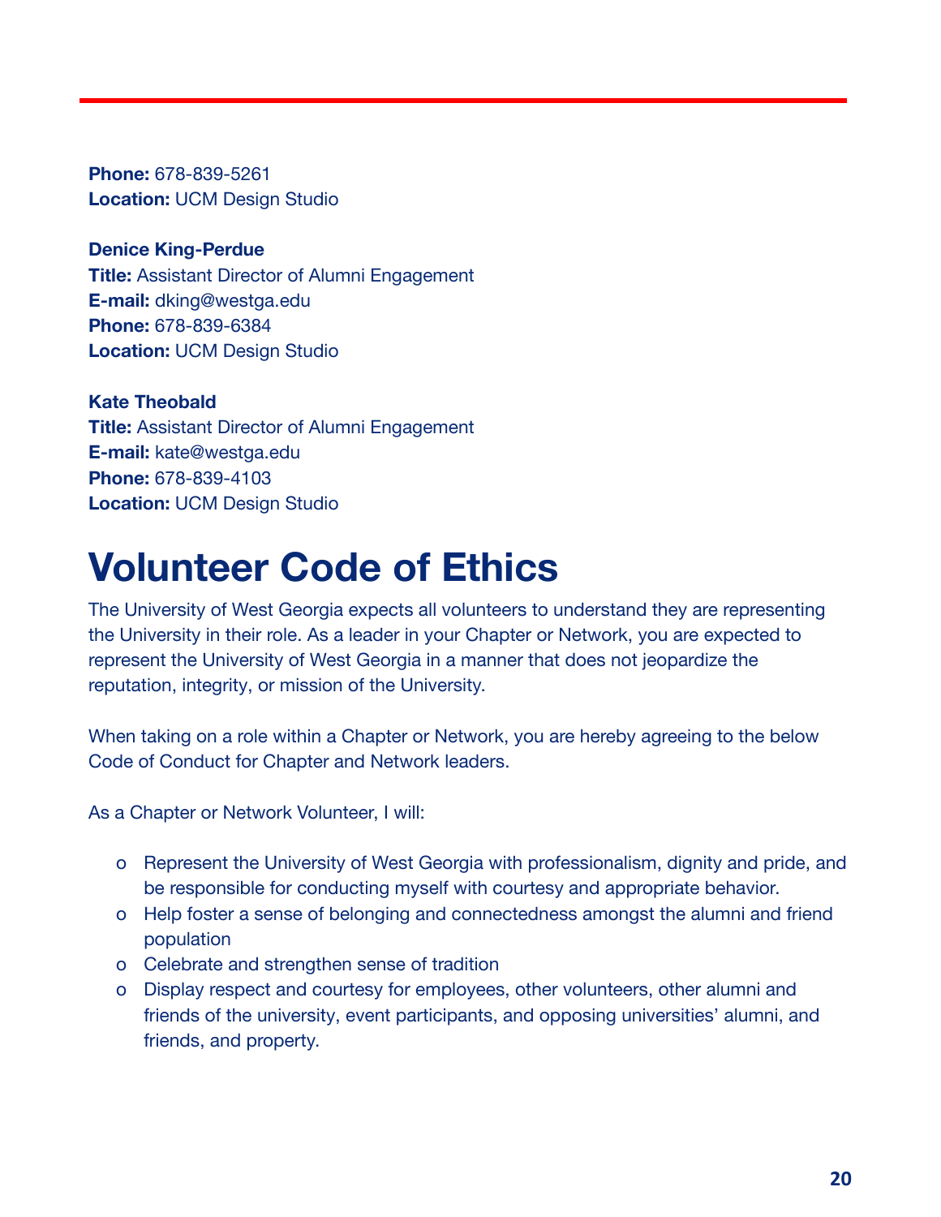**Phone:** 678-839-5261
**Location:** UCM Design Studio

**Denice King-Perdue**
**Title:** Assistant Director of Alumni Engagement
**E-mail:** dking@westga.edu
**Phone:** 678-839-6384
**Location:** UCM Design Studio

**Kate Theobald**
**Title:** Assistant Director of Alumni Engagement
**E-mail:** kate@westga.edu
**Phone:** 678-839-4103
**Location:** UCM Design Studio

# Volunteer Code of Ethics

The University of West Georgia expects all volunteers to understand they are representing the University in their role. As a leader in your Chapter or Network, you are expected to represent the University of West Georgia in a manner that does not jeopardize the reputation, integrity, or mission of the University.

When taking on a role within a Chapter or Network, you are hereby agreeing to the below Code of Conduct for Chapter and Network leaders.

As a Chapter or Network Volunteer, I will:

- Represent the University of West Georgia with professionalism, dignity and pride, and be responsible for conducting myself with courtesy and appropriate behavior.
- Help foster a sense of belonging and connectedness amongst the alumni and friend population
- Celebrate and strengthen sense of tradition
- Display respect and courtesy for employees, other volunteers, other alumni and friends of the university, event participants, and opposing universities' alumni, and friends, and property.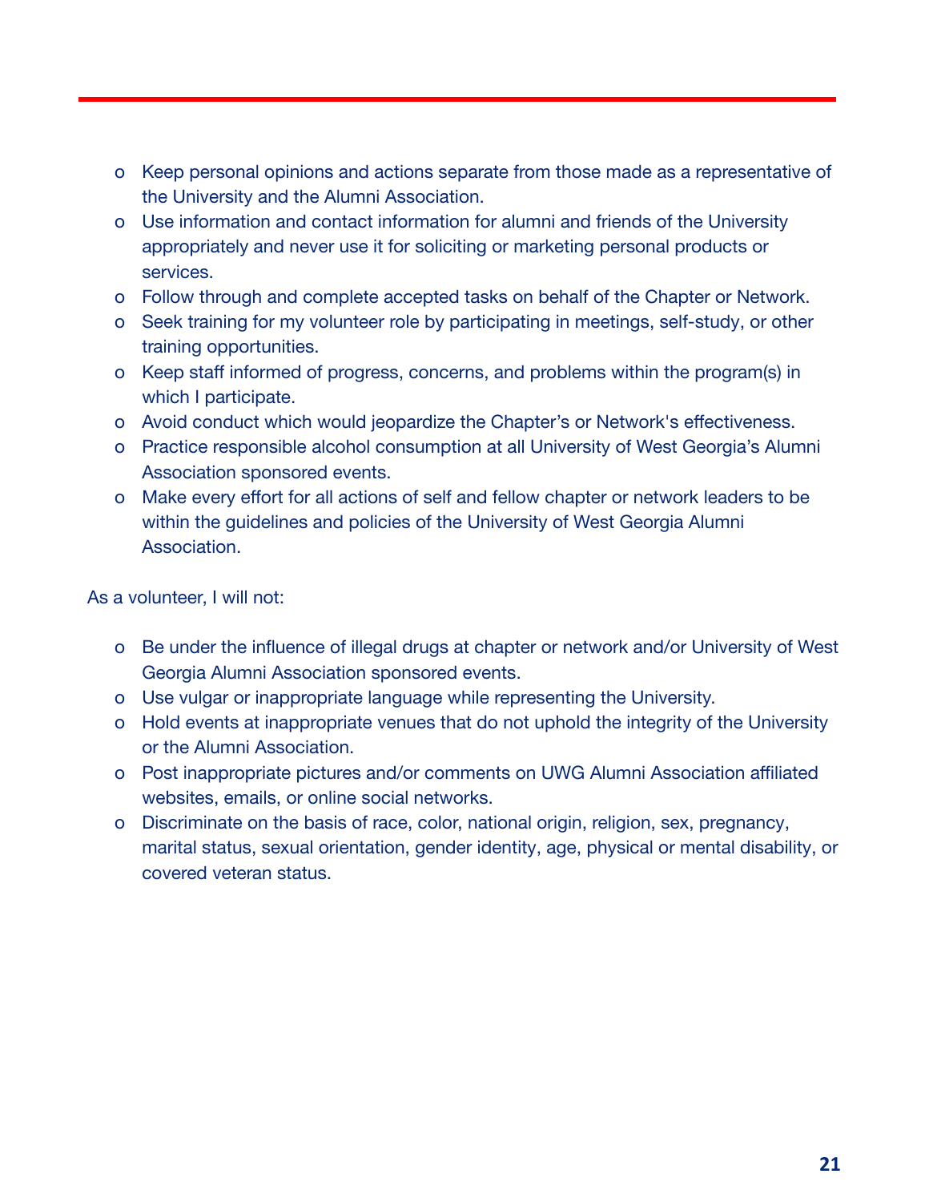- Keep personal opinions and actions separate from those made as a representative of the University and the Alumni Association.
- Use information and contact information for alumni and friends of the University appropriately and never use it for soliciting or marketing personal products or services.
- Follow through and complete accepted tasks on behalf of the Chapter or Network.
- Seek training for my volunteer role by participating in meetings, self-study, or other training opportunities.
- Keep staff informed of progress, concerns, and problems within the program(s) in which I participate.
- Avoid conduct which would jeopardize the Chapter's or Network's effectiveness.
- Practice responsible alcohol consumption at all University of West Georgia's Alumni Association sponsored events.
- Make every effort for all actions of self and fellow chapter or network leaders to be within the guidelines and policies of the University of West Georgia Alumni Association.

As a volunteer, I will not:

- Be under the influence of illegal drugs at chapter or network and/or University of West Georgia Alumni Association sponsored events.
- Use vulgar or inappropriate language while representing the University.
- Hold events at inappropriate venues that do not uphold the integrity of the University or the Alumni Association.
- Post inappropriate pictures and/or comments on UWG Alumni Association affiliated websites, emails, or online social networks.
- Discriminate on the basis of race, color, national origin, religion, sex, pregnancy, marital status, sexual orientation, gender identity, age, physical or mental disability, or covered veteran status.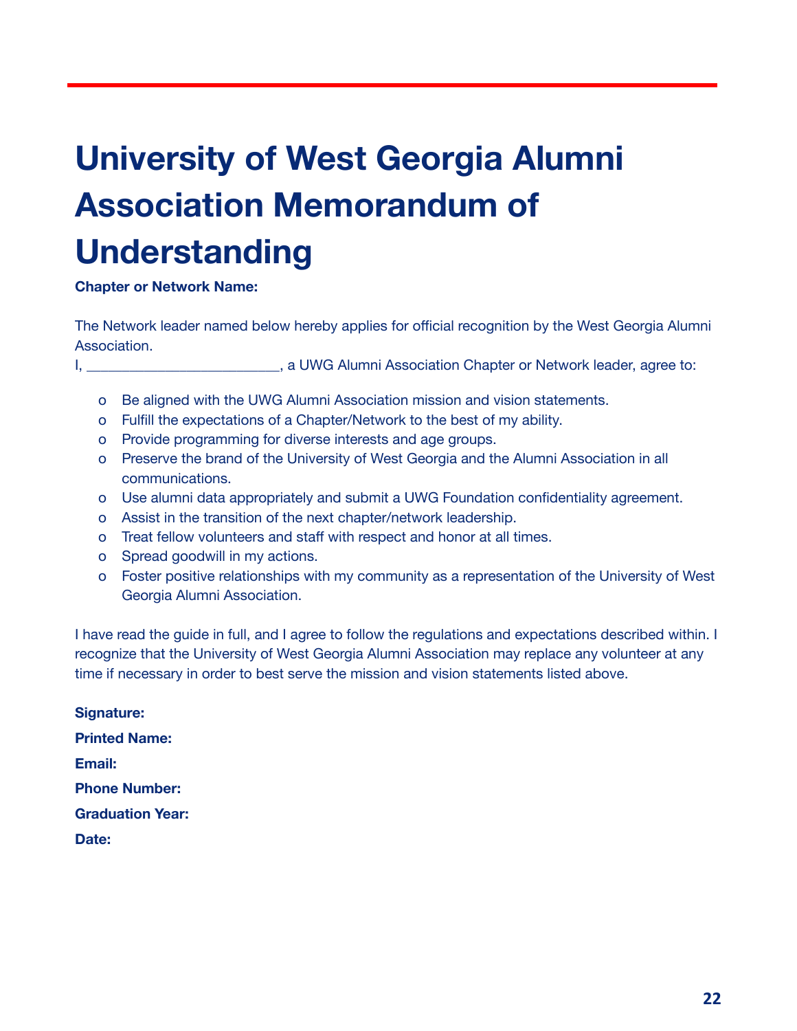# University of West Georgia Alumni Association Memorandum of Understanding

**Chapter or Network Name:**

The Network leader named below hereby applies for official recognition by the West Georgia Alumni Association.

I, _________________________, a UWG Alumni Association Chapter or Network leader, agree to:

- Be aligned with the UWG Alumni Association mission and vision statements.
- Fulfill the expectations of a Chapter/Network to the best of my ability.
- Provide programming for diverse interests and age groups.
- Preserve the brand of the University of West Georgia and the Alumni Association in all communications.
- Use alumni data appropriately and submit a UWG Foundation confidentiality agreement.
- Assist in the transition of the next chapter/network leadership.
- Treat fellow volunteers and staff with respect and honor at all times.
- Spread goodwill in my actions.
- Foster positive relationships with my community as a representation of the University of West Georgia Alumni Association.

I have read the guide in full, and I agree to follow the regulations and expectations described within. I recognize that the University of West Georgia Alumni Association may replace any volunteer at any time if necessary in order to best serve the mission and vision statements listed above.

**Signature:**

**Printed Name:**

**Email:**

**Phone Number:**

**Graduation Year:**

**Date:**